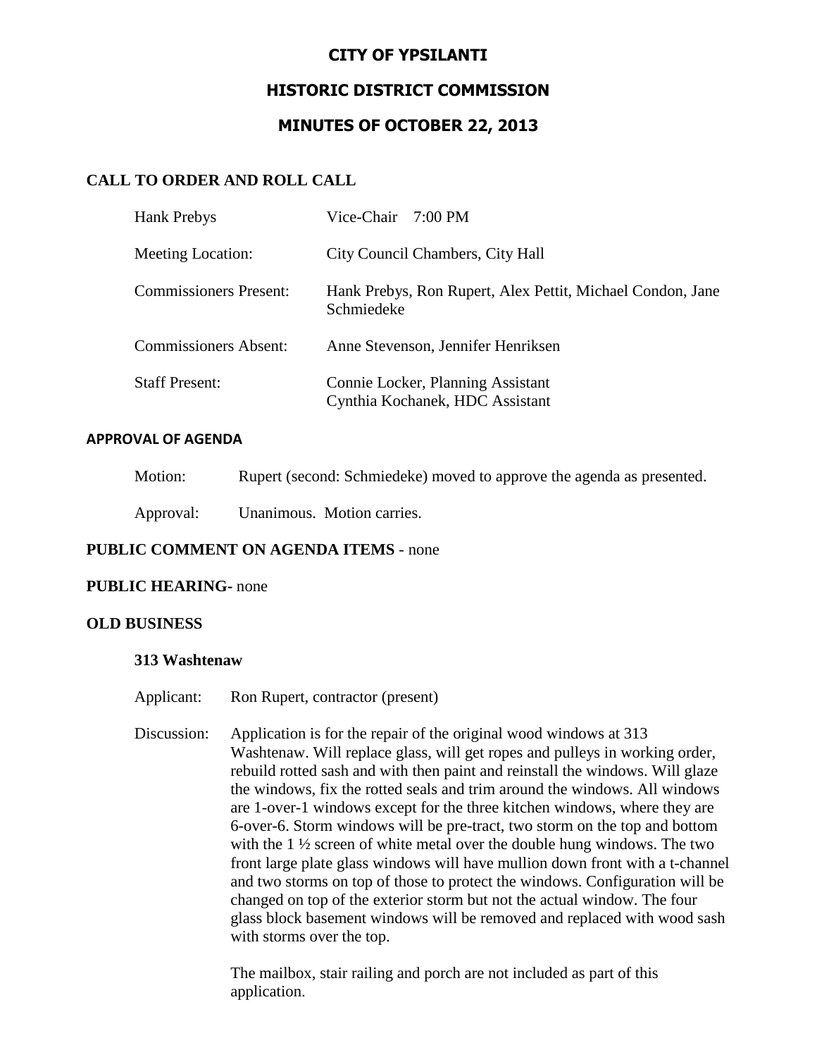# CITY OF YPSILANTI

## HISTORIC DISTRICT COMMISSION

## MINUTES OF OCTOBER 22, 2013

### CALL TO ORDER AND ROLL CALL

| | |
|---|---|
| Hank Prebys | Vice-Chair 7:00 PM |
| Meeting Location: | City Council Chambers, City Hall |
| Commissioners Present: | Hank Prebys, Ron Rupert, Alex Pettit, Michael Condon, Jane Schmiedeke |
| Commissioners Absent: | Anne Stevenson, Jennifer Henriksen |
| Staff Present: | Connie Locker, Planning Assistant<br>Cynthia Kochanek, HDC Assistant |

### APPROVAL OF AGENDA

Motion: Rupert (second: Schmiedeke) moved to approve the agenda as presented.

Approval: Unanimous. Motion carries.

**PUBLIC COMMENT ON AGENDA ITEMS** - none

**PUBLIC HEARING-** none

### OLD BUSINESS

**313 Washtenaw**

Applicant: Ron Rupert, contractor (present)

Discussion: Application is for the repair of the original wood windows at 313 Washtenaw. Will replace glass, will get ropes and pulleys in working order, rebuild rotted sash and with then paint and reinstall the windows. Will glaze the windows, fix the rotted seals and trim around the windows. All windows are 1-over-1 windows except for the three kitchen windows, where they are 6-over-6. Storm windows will be pre-tract, two storm on the top and bottom with the 1 ½ screen of white metal over the double hung windows. The two front large plate glass windows will have mullion down front with a t-channel and two storms on top of those to protect the windows. Configuration will be changed on top of the exterior storm but not the actual window. The four glass block basement windows will be removed and replaced with wood sash with storms over the top.

The mailbox, stair railing and porch are not included as part of this application.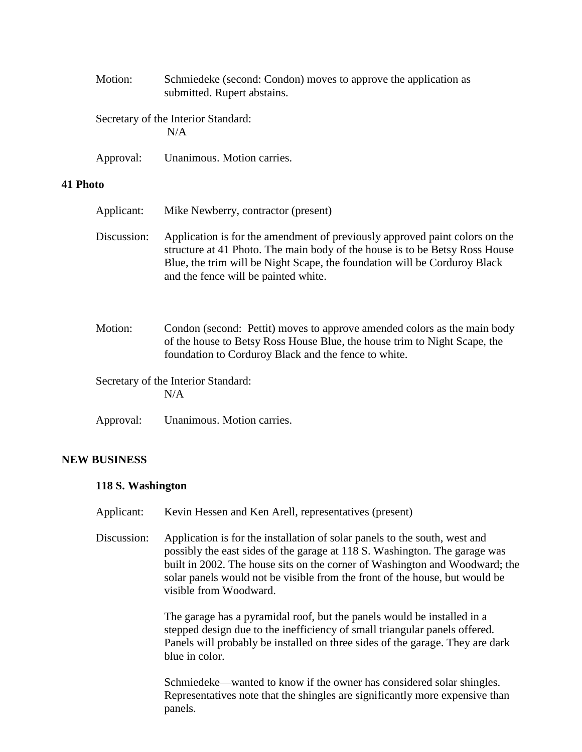Motion: Schmiedeke (second: Condon) moves to approve the application as submitted. Rupert abstains.

Secretary of the Interior Standard:
N/A

Approval: Unanimous. Motion carries.

**41 Photo**

Applicant: Mike Newberry, contractor (present)

Discussion: Application is for the amendment of previously approved paint colors on the structure at 41 Photo. The main body of the house is to be Betsy Ross House Blue, the trim will be Night Scape, the foundation will be Corduroy Black and the fence will be painted white.

Motion: Condon (second: Pettit) moves to approve amended colors as the main body of the house to Betsy Ross House Blue, the house trim to Night Scape, the foundation to Corduroy Black and the fence to white.

Secretary of the Interior Standard:
N/A

Approval: Unanimous. Motion carries.

**NEW BUSINESS**

**118 S. Washington**

Applicant: Kevin Hessen and Ken Arell, representatives (present)

Discussion: Application is for the installation of solar panels to the south, west and possibly the east sides of the garage at 118 S. Washington. The garage was built in 2002. The house sits on the corner of Washington and Woodward; the solar panels would not be visible from the front of the house, but would be visible from Woodward.

The garage has a pyramidal roof, but the panels would be installed in a stepped design due to the inefficiency of small triangular panels offered. Panels will probably be installed on three sides of the garage. They are dark blue in color.

Schmiedeke—wanted to know if the owner has considered solar shingles. Representatives note that the shingles are significantly more expensive than panels.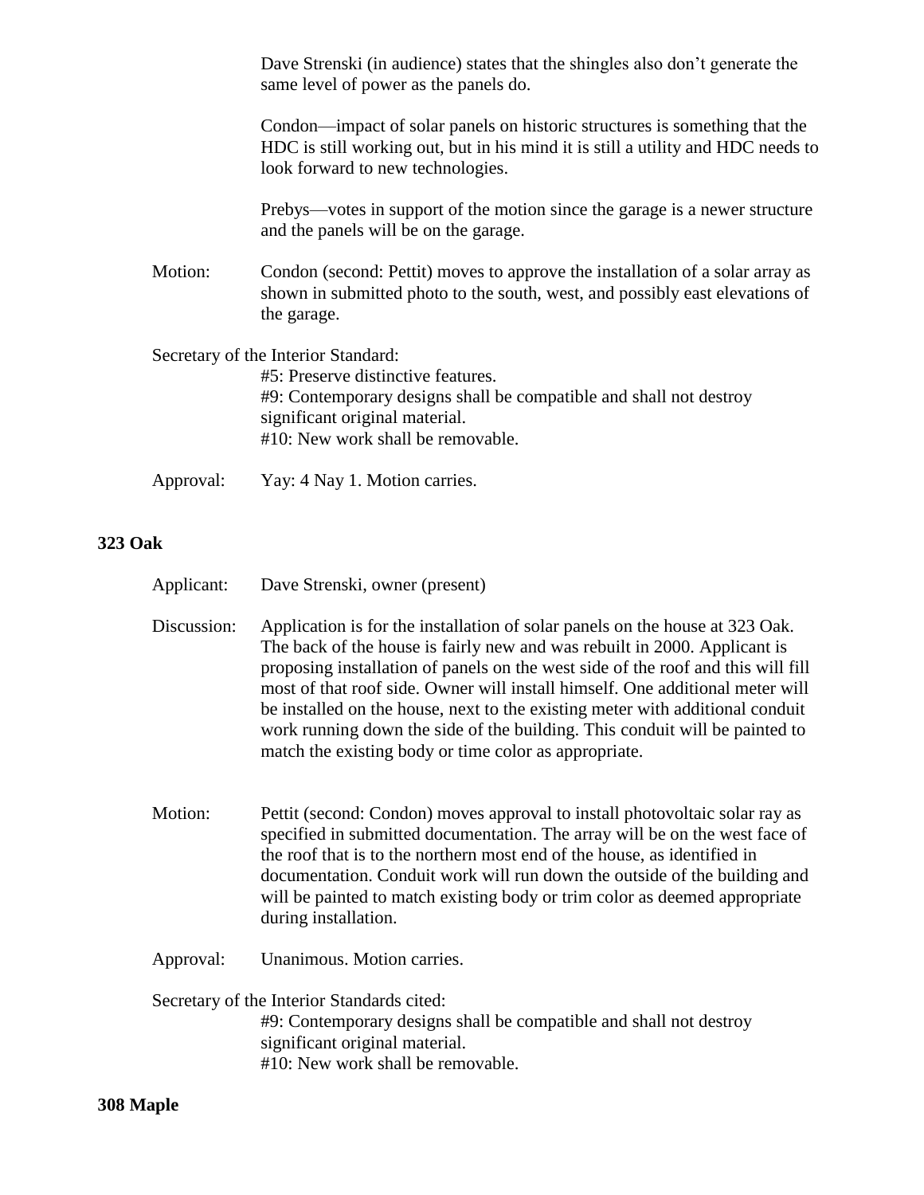Dave Strenski (in audience) states that the shingles also don't generate the same level of power as the panels do.

Condon—impact of solar panels on historic structures is something that the HDC is still working out, but in his mind it is still a utility and HDC needs to look forward to new technologies.

Prebys—votes in support of the motion since the garage is a newer structure and the panels will be on the garage.

Motion: Condon (second: Pettit) moves to approve the installation of a solar array as shown in submitted photo to the south, west, and possibly east elevations of the garage.

Secretary of the Interior Standard:

- #5: Preserve distinctive features.
- #9: Contemporary designs shall be compatible and shall not destroy significant original material.
- #10: New work shall be removable.

Approval: Yay: 4 Nay 1. Motion carries.

**323 Oak**

Applicant: Dave Strenski, owner (present)

Discussion: Application is for the installation of solar panels on the house at 323 Oak. The back of the house is fairly new and was rebuilt in 2000. Applicant is proposing installation of panels on the west side of the roof and this will fill most of that roof side. Owner will install himself. One additional meter will be installed on the house, next to the existing meter with additional conduit work running down the side of the building. This conduit will be painted to match the existing body or time color as appropriate.

Motion: Pettit (second: Condon) moves approval to install photovoltaic solar ray as specified in submitted documentation. The array will be on the west face of the roof that is to the northern most end of the house, as identified in documentation. Conduit work will run down the outside of the building and will be painted to match existing body or trim color as deemed appropriate during installation.

Approval: Unanimous. Motion carries.

Secretary of the Interior Standards cited:

- #9: Contemporary designs shall be compatible and shall not destroy significant original material.
- #10: New work shall be removable.

**308 Maple**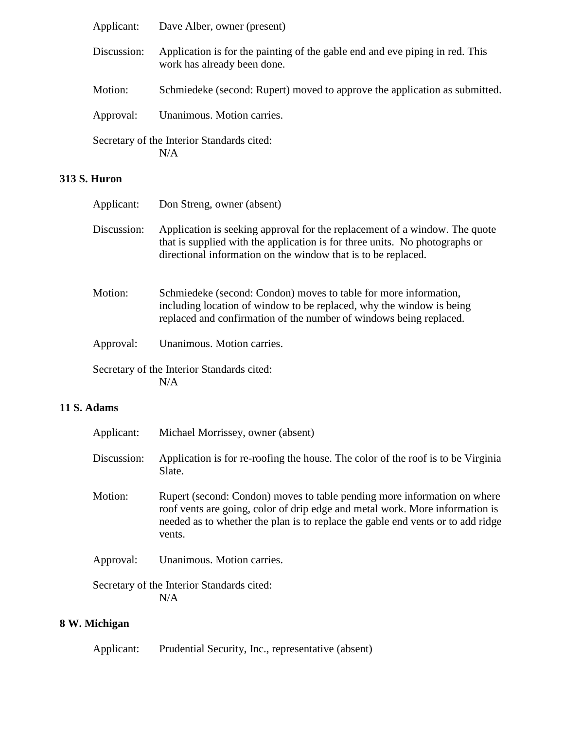Applicant: Dave Alber, owner (present)

Discussion: Application is for the painting of the gable end and eve piping in red. This work has already been done.

Motion: Schmiedeke (second: Rupert) moved to approve the application as submitted.

Approval: Unanimous. Motion carries.

Secretary of the Interior Standards cited:
N/A

**313 S. Huron**

Applicant: Don Streng, owner (absent)

Discussion: Application is seeking approval for the replacement of a window. The quote that is supplied with the application is for three units. No photographs or directional information on the window that is to be replaced.

Motion: Schmiedeke (second: Condon) moves to table for more information, including location of window to be replaced, why the window is being replaced and confirmation of the number of windows being replaced.

Approval: Unanimous. Motion carries.

Secretary of the Interior Standards cited:
N/A

**11 S. Adams**

Applicant: Michael Morrissey, owner (absent)

Discussion: Application is for re-roofing the house. The color of the roof is to be Virginia Slate.

Motion: Rupert (second: Condon) moves to table pending more information on where roof vents are going, color of drip edge and metal work. More information is needed as to whether the plan is to replace the gable end vents or to add ridge vents.

Approval: Unanimous. Motion carries.

Secretary of the Interior Standards cited:
N/A

**8 W. Michigan**

Applicant: Prudential Security, Inc., representative (absent)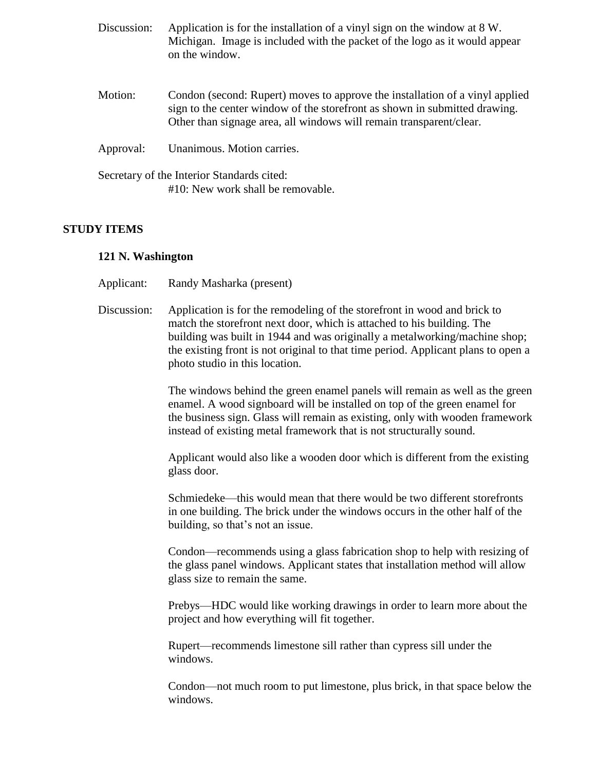Discussion: Application is for the installation of a vinyl sign on the window at 8 W. Michigan. Image is included with the packet of the logo as it would appear on the window.

Motion: Condon (second: Rupert) moves to approve the installation of a vinyl applied sign to the center window of the storefront as shown in submitted drawing. Other than signage area, all windows will remain transparent/clear.

Approval: Unanimous. Motion carries.

Secretary of the Interior Standards cited:
#10: New work shall be removable.

## STUDY ITEMS

### 121 N. Washington

Applicant: Randy Masharka (present)

Discussion: Application is for the remodeling of the storefront in wood and brick to match the storefront next door, which is attached to his building. The building was built in 1944 and was originally a metalworking/machine shop; the existing front is not original to that time period. Applicant plans to open a photo studio in this location.

The windows behind the green enamel panels will remain as well as the green enamel. A wood signboard will be installed on top of the green enamel for the business sign. Glass will remain as existing, only with wooden framework instead of existing metal framework that is not structurally sound.

Applicant would also like a wooden door which is different from the existing glass door.

Schmiedeke—this would mean that there would be two different storefronts in one building. The brick under the windows occurs in the other half of the building, so that's not an issue.

Condon—recommends using a glass fabrication shop to help with resizing of the glass panel windows. Applicant states that installation method will allow glass size to remain the same.

Prebys—HDC would like working drawings in order to learn more about the project and how everything will fit together.

Rupert—recommends limestone sill rather than cypress sill under the windows.

Condon—not much room to put limestone, plus brick, in that space below the windows.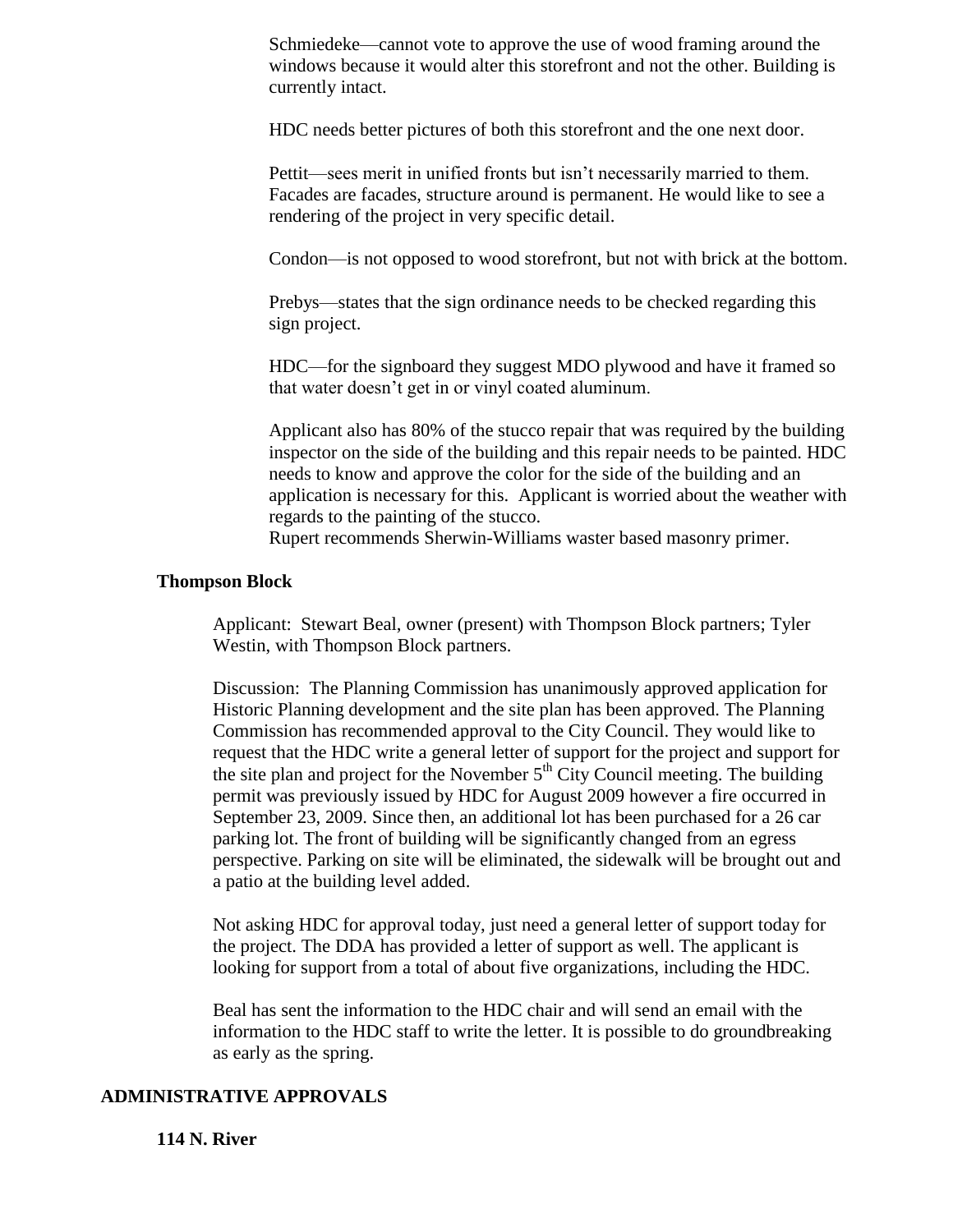Schmiedeke—cannot vote to approve the use of wood framing around the windows because it would alter this storefront and not the other. Building is currently intact.

HDC needs better pictures of both this storefront and the one next door.

Pettit—sees merit in unified fronts but isn't necessarily married to them. Facades are facades, structure around is permanent. He would like to see a rendering of the project in very specific detail.

Condon—is not opposed to wood storefront, but not with brick at the bottom.

Prebys—states that the sign ordinance needs to be checked regarding this sign project.

HDC—for the signboard they suggest MDO plywood and have it framed so that water doesn't get in or vinyl coated aluminum.

Applicant also has 80% of the stucco repair that was required by the building inspector on the side of the building and this repair needs to be painted. HDC needs to know and approve the color for the side of the building and an application is necessary for this. Applicant is worried about the weather with regards to the painting of the stucco.
Rupert recommends Sherwin-Williams waster based masonry primer.

**Thompson Block**

Applicant: Stewart Beal, owner (present) with Thompson Block partners; Tyler Westin, with Thompson Block partners.

Discussion: The Planning Commission has unanimously approved application for Historic Planning development and the site plan has been approved. The Planning Commission has recommended approval to the City Council. They would like to request that the HDC write a general letter of support for the project and support for the site plan and project for the November 5th City Council meeting. The building permit was previously issued by HDC for August 2009 however a fire occurred in September 23, 2009. Since then, an additional lot has been purchased for a 26 car parking lot. The front of building will be significantly changed from an egress perspective. Parking on site will be eliminated, the sidewalk will be brought out and a patio at the building level added.

Not asking HDC for approval today, just need a general letter of support today for the project. The DDA has provided a letter of support as well. The applicant is looking for support from a total of about five organizations, including the HDC.

Beal has sent the information to the HDC chair and will send an email with the information to the HDC staff to write the letter. It is possible to do groundbreaking as early as the spring.

## ADMINISTRATIVE APPROVALS

**114 N. River**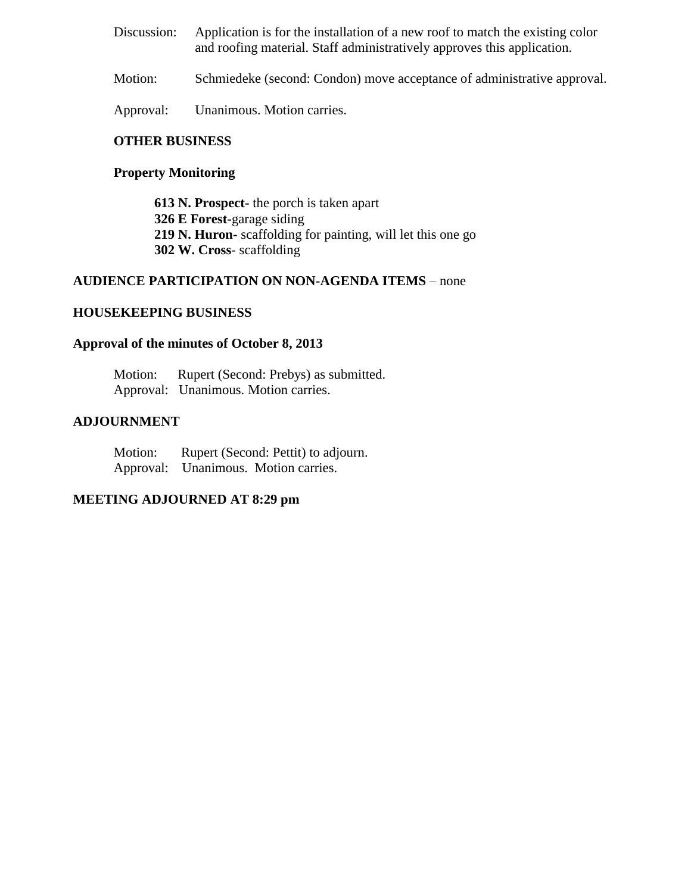Discussion: Application is for the installation of a new roof to match the existing color and roofing material. Staff administratively approves this application.

Motion: Schmiedeke (second: Condon) move acceptance of administrative approval.

Approval: Unanimous. Motion carries.

**OTHER BUSINESS**

**Property Monitoring**

**613 N. Prospect**- the porch is taken apart
**326 E Forest**-garage siding
**219 N. Huron**- scaffolding for painting, will let this one go
**302 W. Cross**- scaffolding

**AUDIENCE PARTICIPATION ON NON-AGENDA ITEMS** – none

**HOUSEKEEPING BUSINESS**

**Approval of the minutes of October 8, 2013**

Motion: Rupert (Second: Prebys) as submitted.
Approval: Unanimous. Motion carries.

**ADJOURNMENT**

Motion: Rupert (Second: Pettit) to adjourn.
Approval: Unanimous. Motion carries.

**MEETING ADJOURNED AT 8:29 pm**